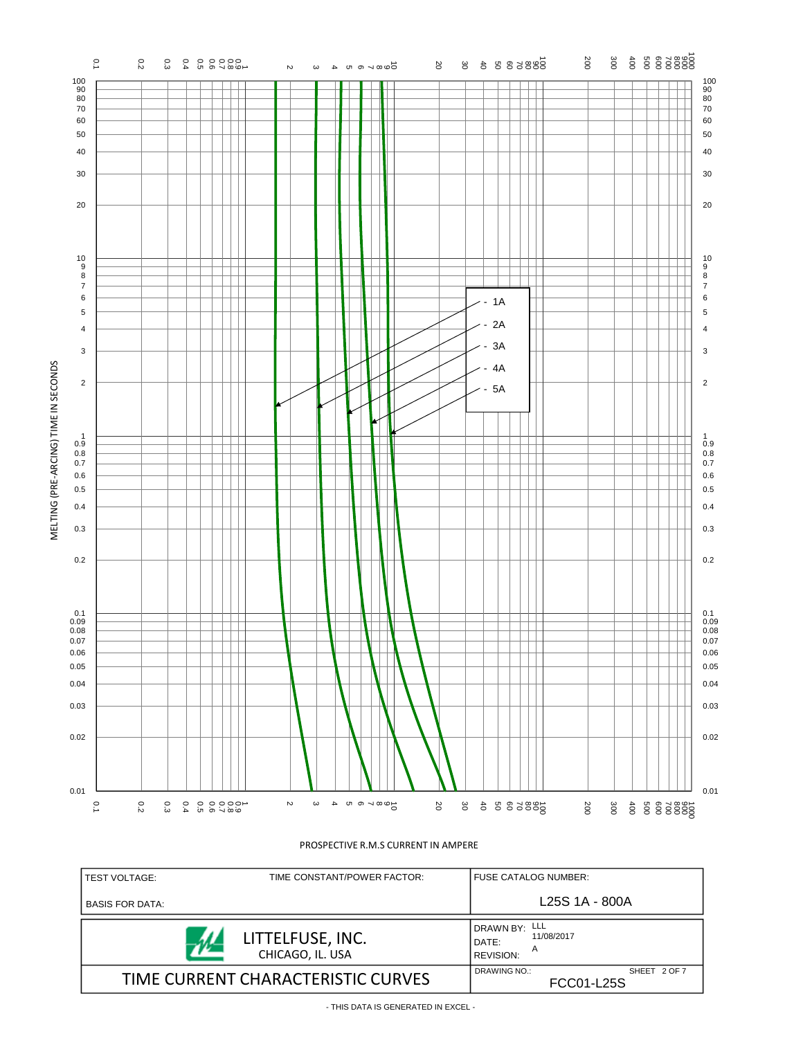MELTING (PRE-ARCING) TIME IN SECONDS

- 1A
- 2A
- 3A
- 4A
- 5A

PROSPECTIVE R.M.S CURRENT IN AMPERE

| TEST VOLTAGE: | TIME CONSTANT/POWER FACTOR: | FUSE CATALOG NUMBER: |
|---|---|---|
| BASIS FOR DATA: | | L25S 1A - 800A |
| LITTELFUSE, INC. CHICAGO, IL. USA | | DRAWN BY: LLL<br>DATE: 11/08/2017<br>REVISION: A |
| TIME CURRENT CHARACTERISTIC CURVES | | DRAWING NO.: FCC01-L25S SHEET 2 OF 7 |

- THIS DATA IS GENERATED IN EXCEL -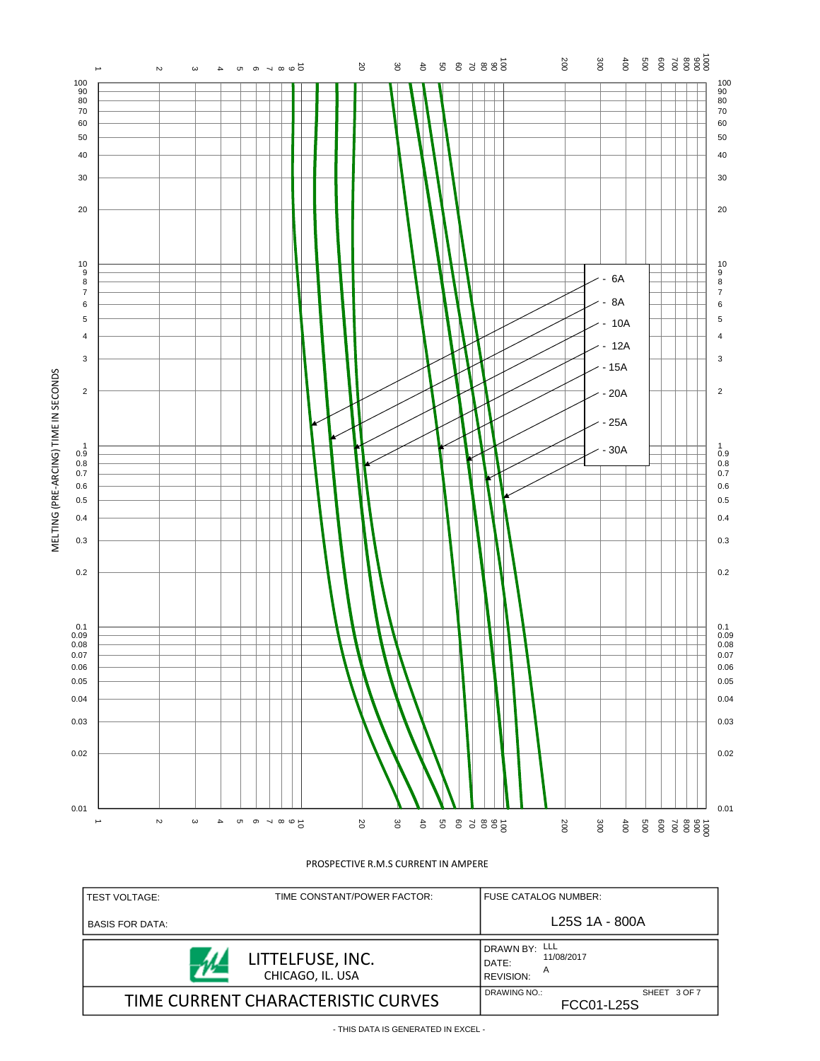MELTING (PRE-ARCING) TIME IN SECONDS

PROSPECTIVE R.M.S CURRENT IN AMPERE

- 6A
- 8A
- 10A
- 12A
- 15A
- 20A
- 25A
- 30A

| TEST VOLTAGE: | TIME CONSTANT/POWER FACTOR: | FUSE CATALOG NUMBER: |
|---|---|---|
| BASIS FOR DATA: | | L25S 1A - 800A |
| LITTELFUSE, INC. CHICAGO, IL. USA | | DRAWN BY: LLL<br>DATE: 11/08/2017<br>REVISION: A |
| TIME CURRENT CHARACTERISTIC CURVES | | DRAWING NO.: FCC01-L25S<br>SHEET 3 OF 7 |

- THIS DATA IS GENERATED IN EXCEL -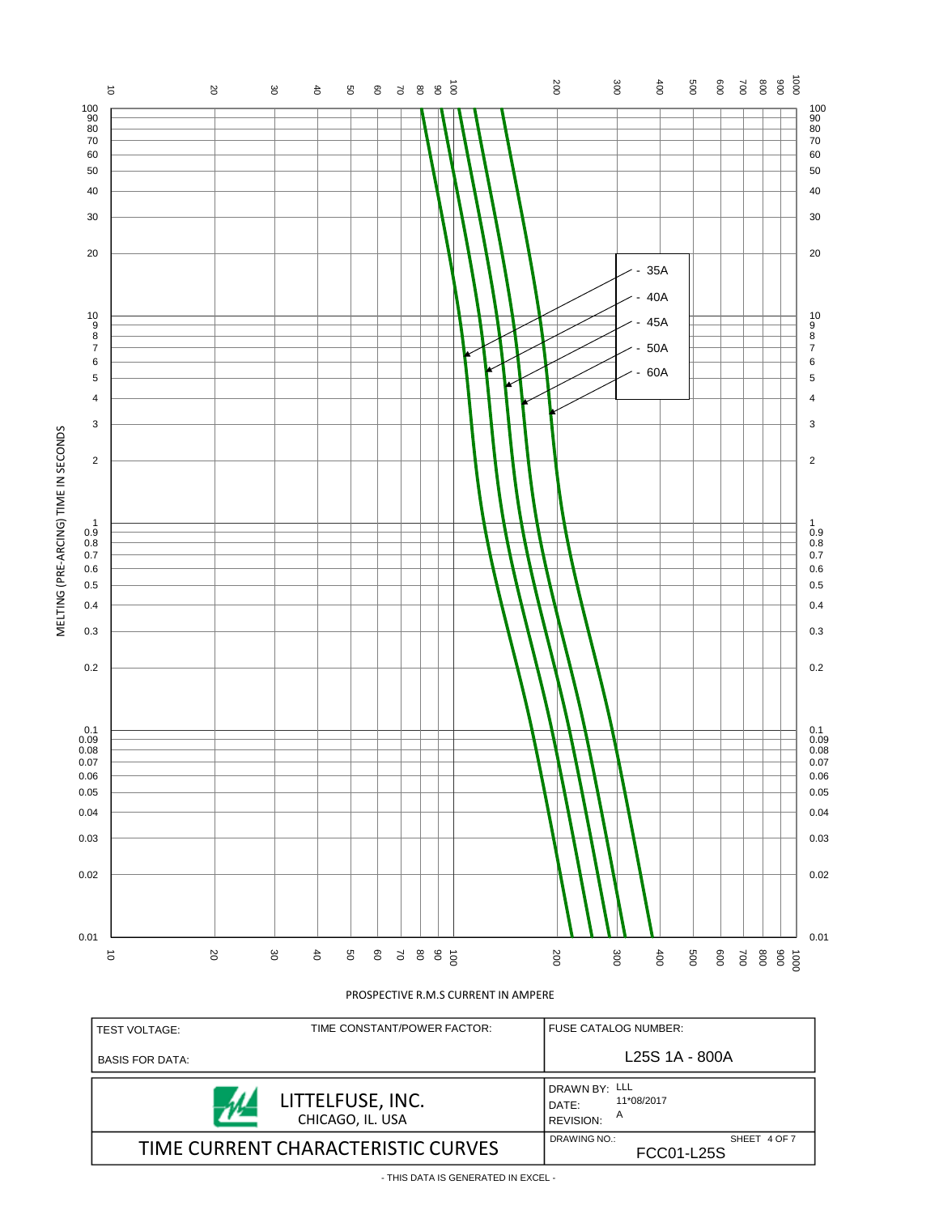MELTING (PRE-ARCING) TIME IN SECONDS

- 35A
- 40A
- 45A
- 50A
- 60A

PROSPECTIVE R.M.S CURRENT IN AMPERE

| TEST VOLTAGE: | TIME CONSTANT/POWER FACTOR: | FUSE CATALOG NUMBER: |
|---|---|---|
| BASIS FOR DATA: | | L25S 1A - 800A |

| LITTELFUSE, INC. CHICAGO, IL. USA | DRAWN BY: LLL DATE: 11*08/2017 REVISION: A |
|---|---|
| TIME CURRENT CHARACTERISTIC CURVES | DRAWING NO.: FCC01-L25S SHEET 4 OF 7 |

- THIS DATA IS GENERATED IN EXCEL -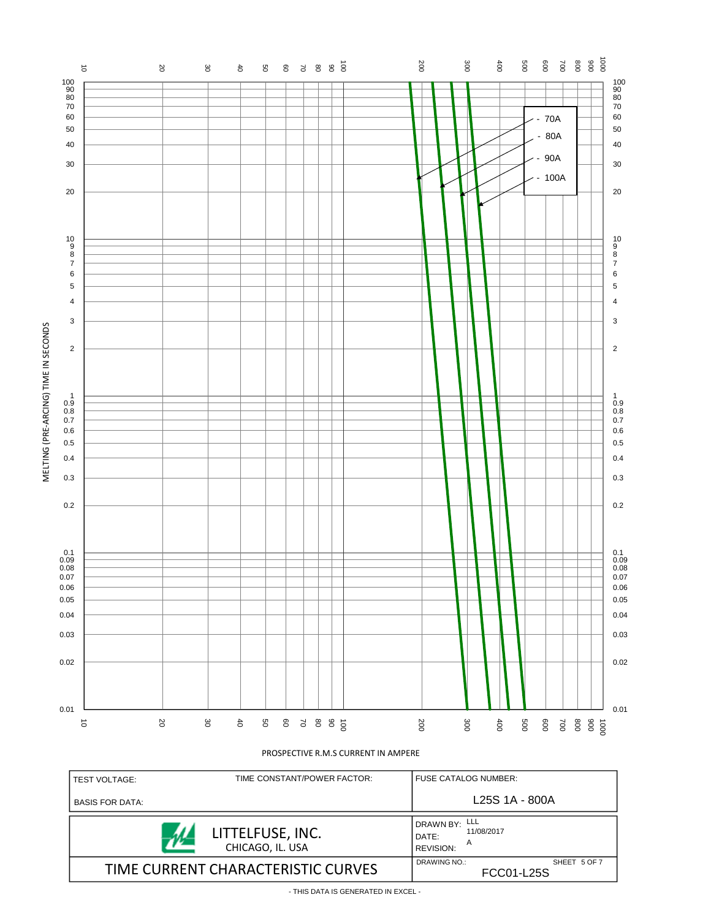MELTING (PRE-ARCING) TIME IN SECONDS

- 70A
- 80A
- 90A
- 100A

PROSPECTIVE R.M.S CURRENT IN AMPERE

| TEST VOLTAGE: | TIME CONSTANT/POWER FACTOR: | FUSE CATALOG NUMBER: |
|---|---|---|
| BASIS FOR DATA: | | L25S 1A - 800A |

| LITTELFUSE, INC. CHICAGO, IL. USA | DRAWN BY: LLL DATE: 11/08/2017 REVISION: A |
|---|---|
| TIME CURRENT CHARACTERISTIC CURVES | DRAWING NO.: FCC01-L25S SHEET 5 OF 7 |

- THIS DATA IS GENERATED IN EXCEL -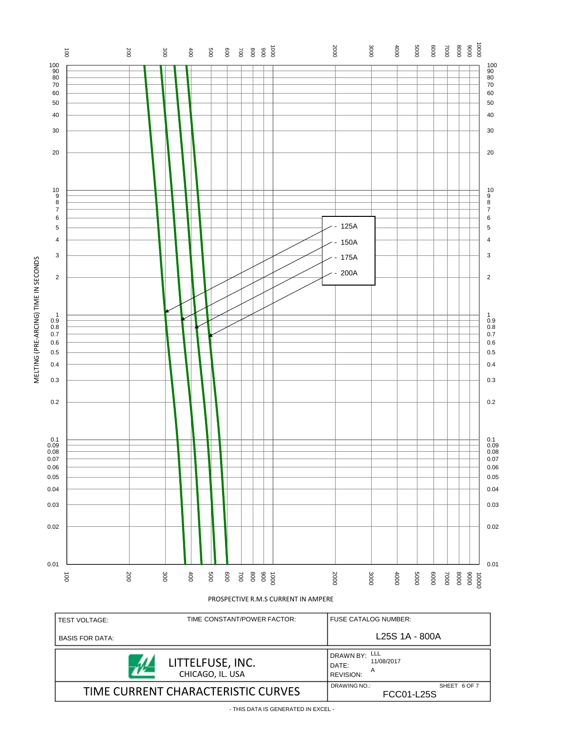MELTING (PRE-ARCING) TIME IN SECONDS

- 125A
- 150A
- 175A
- 200A

PROSPECTIVE R.M.S CURRENT IN AMPERE

| TEST VOLTAGE: | TIME CONSTANT/POWER FACTOR: | FUSE CATALOG NUMBER: |
|---|---|---|
| BASIS FOR DATA: | | L25S 1A - 800A |

| LITTELFUSE, INC. CHICAGO, IL. USA | DRAWN BY: LLL<br>DATE: 11/08/2017<br>REVISION: A |
|---|---|
| TIME CURRENT CHARACTERISTIC CURVES | DRAWING NO.: FCC01-L25S<br>SHEET 6 OF 7 |

- THIS DATA IS GENERATED IN EXCEL -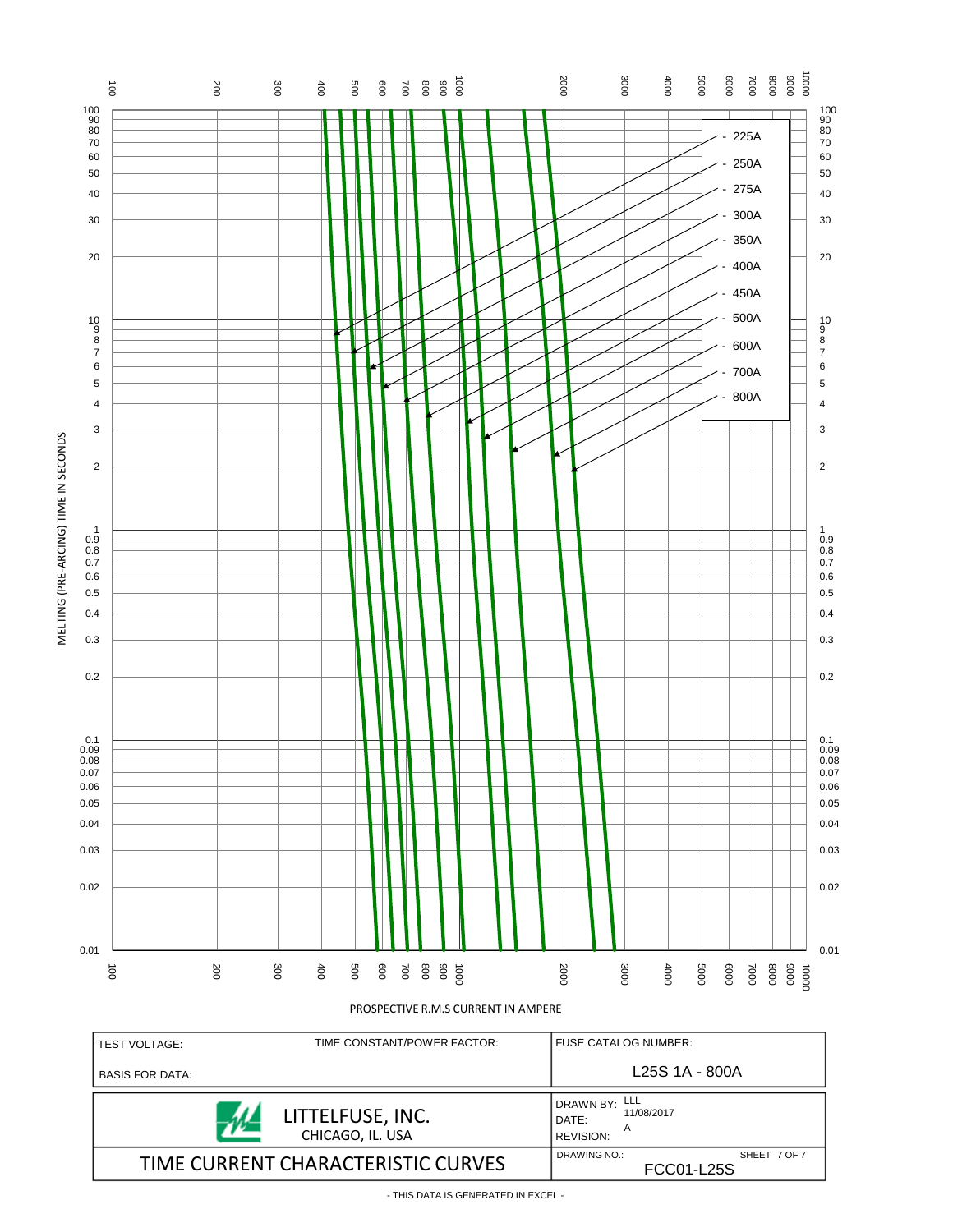MELTING (PRE-ARCING) TIME IN SECONDS

100 90 80 70 60 50 40 30 20 10 9 8 7 6 5 4 3 2 1 0.9 0.8 0.7 0.6 0.5 0.4 0.3 0.2 0.1 0.09 0.08 0.07 0.06 0.05 0.04 0.03 0.02 0.01

100 200 300 400 500 600 700 800 900 1000 2000 3000 4000 5000 6000 7000 8000 9000 10000

- 225A
- 250A
- 275A
- 300A
- 350A
- 400A
- 450A
- 500A
- 600A
- 700A
- 800A

PROSPECTIVE R.M.S CURRENT IN AMPERE

| | | |
|---|---|---|
| TEST VOLTAGE: | TIME CONSTANT/POWER FACTOR: | FUSE CATALOG NUMBER: |
| BASIS FOR DATA: | | L25S 1A - 800A |

LITTELFUSE, INC.
CHICAGO, IL. USA

DRAWN BY: LLL
DATE: 11/08/2017
REVISION: A

TIME CURRENT CHARACTERISTIC CURVES

DRAWING NO.: FCC01-L25S
SHEET 7 OF 7

- THIS DATA IS GENERATED IN EXCEL -